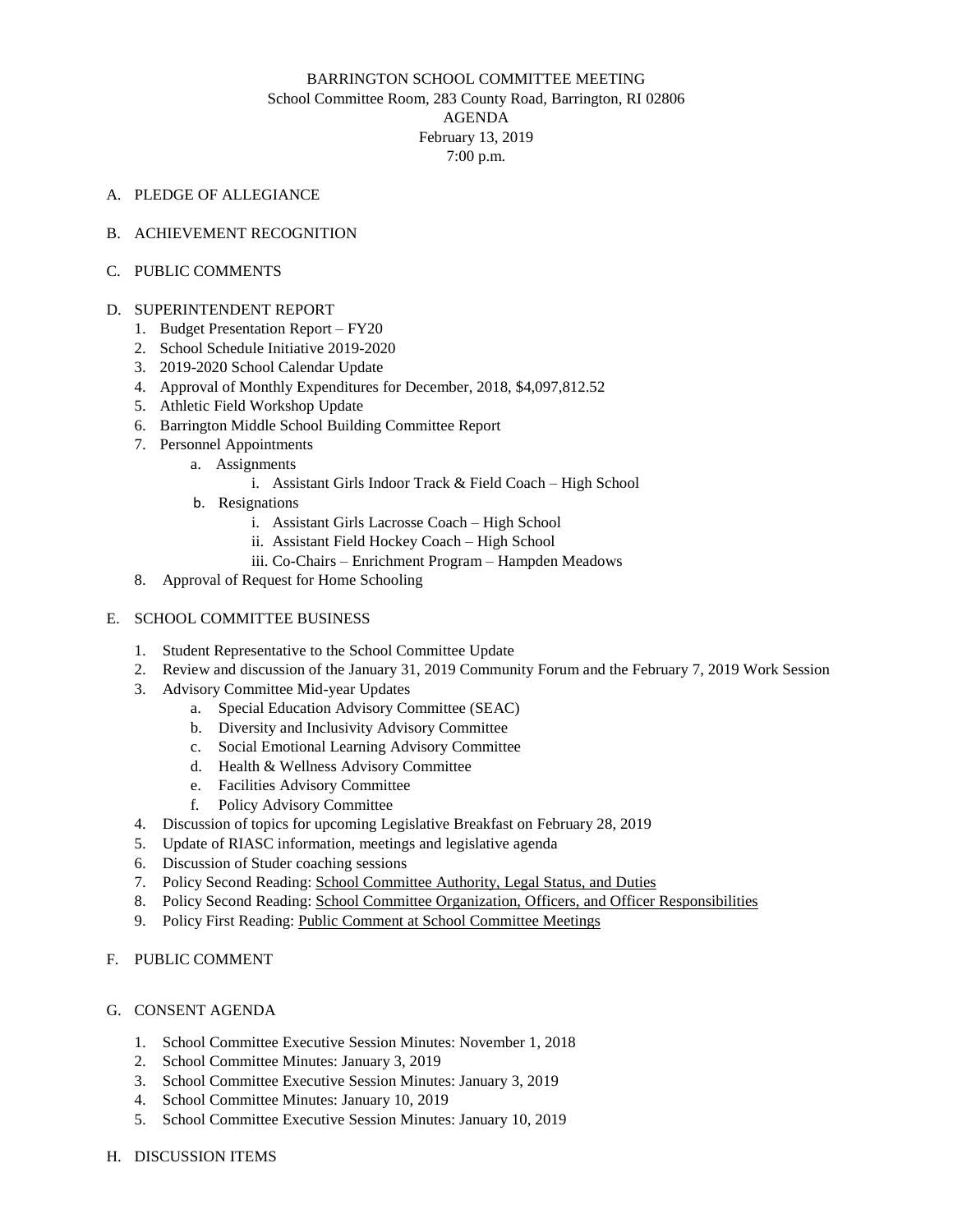BARRINGTON SCHOOL COMMITTEE MEETING
School Committee Room, 283 County Road, Barrington, RI 02806
AGENDA
February 13, 2019
7:00 p.m.

A. PLEDGE OF ALLEGIANCE

B. ACHIEVEMENT RECOGNITION

C. PUBLIC COMMENTS

D. SUPERINTENDENT REPORT
   1. Budget Presentation Report – FY20
   2. School Schedule Initiative 2019-2020
   3. 2019-2020 School Calendar Update
   4. Approval of Monthly Expenditures for December, 2018, $4,097,812.52
   5. Athletic Field Workshop Update
   6. Barrington Middle School Building Committee Report
   7. Personnel Appointments
      a. Assignments
         i. Assistant Girls Indoor Track & Field Coach – High School
      b. Resignations
         i. Assistant Girls Lacrosse Coach – High School
         ii. Assistant Field Hockey Coach – High School
         iii. Co-Chairs – Enrichment Program – Hampden Meadows
   8. Approval of Request for Home Schooling

E. SCHOOL COMMITTEE BUSINESS
   1. Student Representative to the School Committee Update
   2. Review and discussion of the January 31, 2019 Community Forum and the February 7, 2019 Work Session
   3. Advisory Committee Mid-year Updates
      a. Special Education Advisory Committee (SEAC)
      b. Diversity and Inclusivity Advisory Committee
      c. Social Emotional Learning Advisory Committee
      d. Health & Wellness Advisory Committee
      e. Facilities Advisory Committee
      f. Policy Advisory Committee
   4. Discussion of topics for upcoming Legislative Breakfast on February 28, 2019
   5. Update of RIASC information, meetings and legislative agenda
   6. Discussion of Studer coaching sessions
   7. Policy Second Reading: School Committee Authority, Legal Status, and Duties
   8. Policy Second Reading: School Committee Organization, Officers, and Officer Responsibilities
   9. Policy First Reading: Public Comment at School Committee Meetings

F. PUBLIC COMMENT

G. CONSENT AGENDA
   1. School Committee Executive Session Minutes: November 1, 2018
   2. School Committee Minutes: January 3, 2019
   3. School Committee Executive Session Minutes: January 3, 2019
   4. School Committee Minutes: January 10, 2019
   5. School Committee Executive Session Minutes: January 10, 2019

H. DISCUSSION ITEMS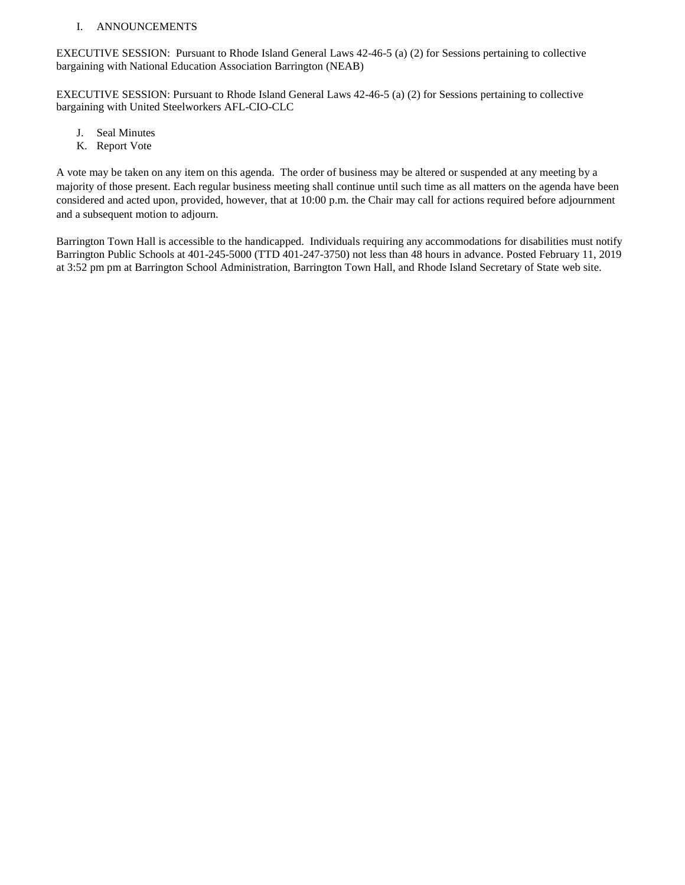I. ANNOUNCEMENTS

EXECUTIVE SESSION: Pursuant to Rhode Island General Laws 42-46-5 (a) (2) for Sessions pertaining to collective bargaining with National Education Association Barrington (NEAB)

EXECUTIVE SESSION: Pursuant to Rhode Island General Laws 42-46-5 (a) (2) for Sessions pertaining to collective bargaining with United Steelworkers AFL-CIO-CLC

J. Seal Minutes
K. Report Vote

A vote may be taken on any item on this agenda. The order of business may be altered or suspended at any meeting by a majority of those present. Each regular business meeting shall continue until such time as all matters on the agenda have been considered and acted upon, provided, however, that at 10:00 p.m. the Chair may call for actions required before adjournment and a subsequent motion to adjourn.

Barrington Town Hall is accessible to the handicapped. Individuals requiring any accommodations for disabilities must notify Barrington Public Schools at 401-245-5000 (TTD 401-247-3750) not less than 48 hours in advance. Posted February 11, 2019 at 3:52 pm pm at Barrington School Administration, Barrington Town Hall, and Rhode Island Secretary of State web site.